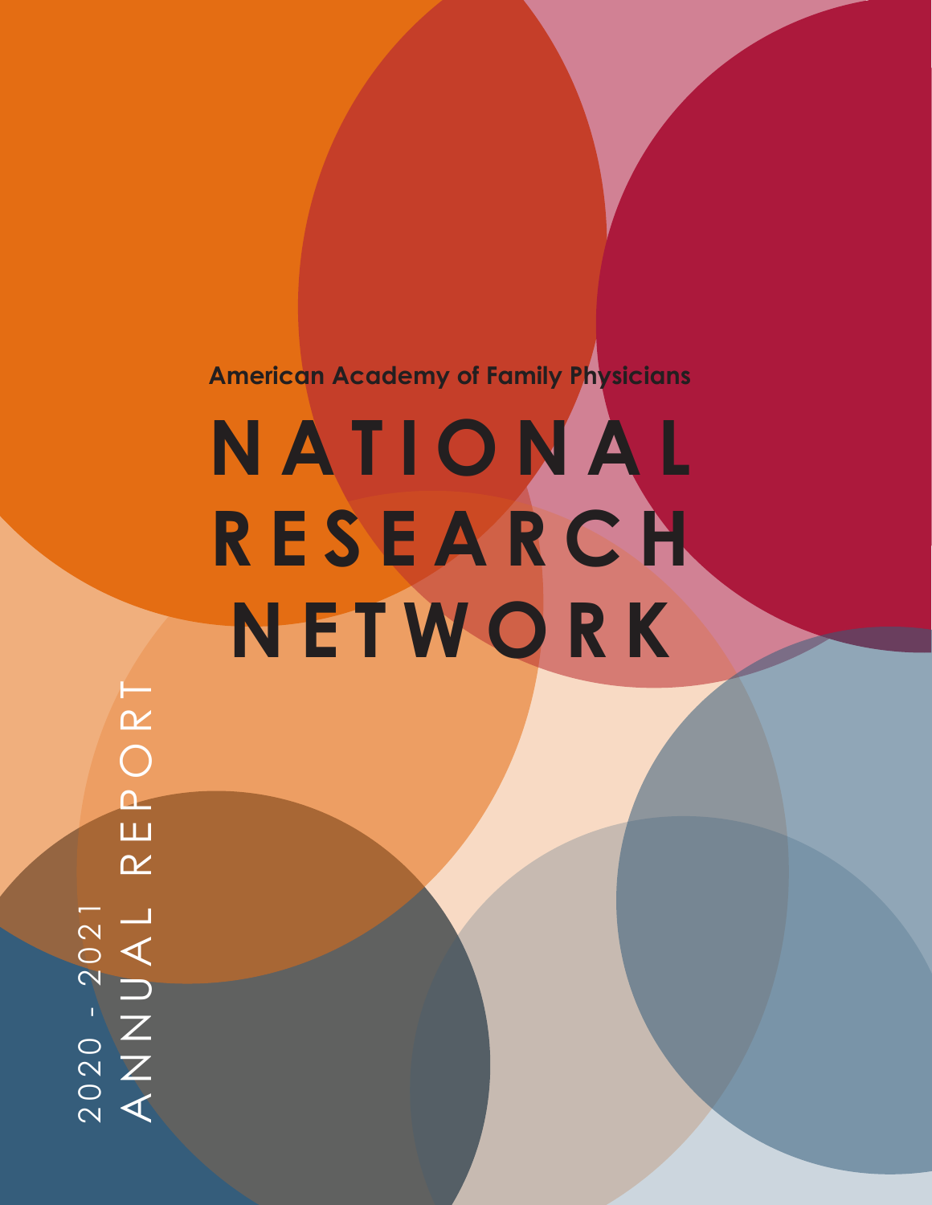American Academy of Family Physicians

# NATIONAL RESEARCH NETWORK

2020 - 2021
ANNUAL REPORT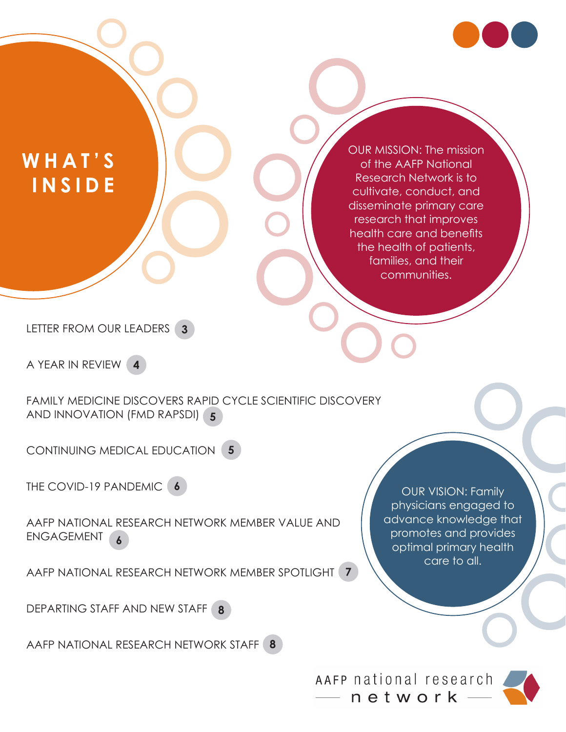# WHAT'S INSIDE

OUR MISSION: The mission of the AAFP National Research Network is to cultivate, conduct, and disseminate primary care research that improves health care and benefits the health of patients, families, and their communities.

- LETTER FROM OUR LEADERS 3
- A YEAR IN REVIEW 4
- FAMILY MEDICINE DISCOVERS RAPID CYCLE SCIENTIFIC DISCOVERY AND INNOVATION (FMD RAPSDI) 5
- CONTINUING MEDICAL EDUCATION 5
- THE COVID-19 PANDEMIC 6
- AAFP NATIONAL RESEARCH NETWORK MEMBER VALUE AND ENGAGEMENT 6
- AAFP NATIONAL RESEARCH NETWORK MEMBER SPOTLIGHT 7
- DEPARTING STAFF AND NEW STAFF 8
- AAFP NATIONAL RESEARCH NETWORK STAFF 8

OUR VISION: Family physicians engaged to advance knowledge that promotes and provides optimal primary health care to all.

AAFP national research network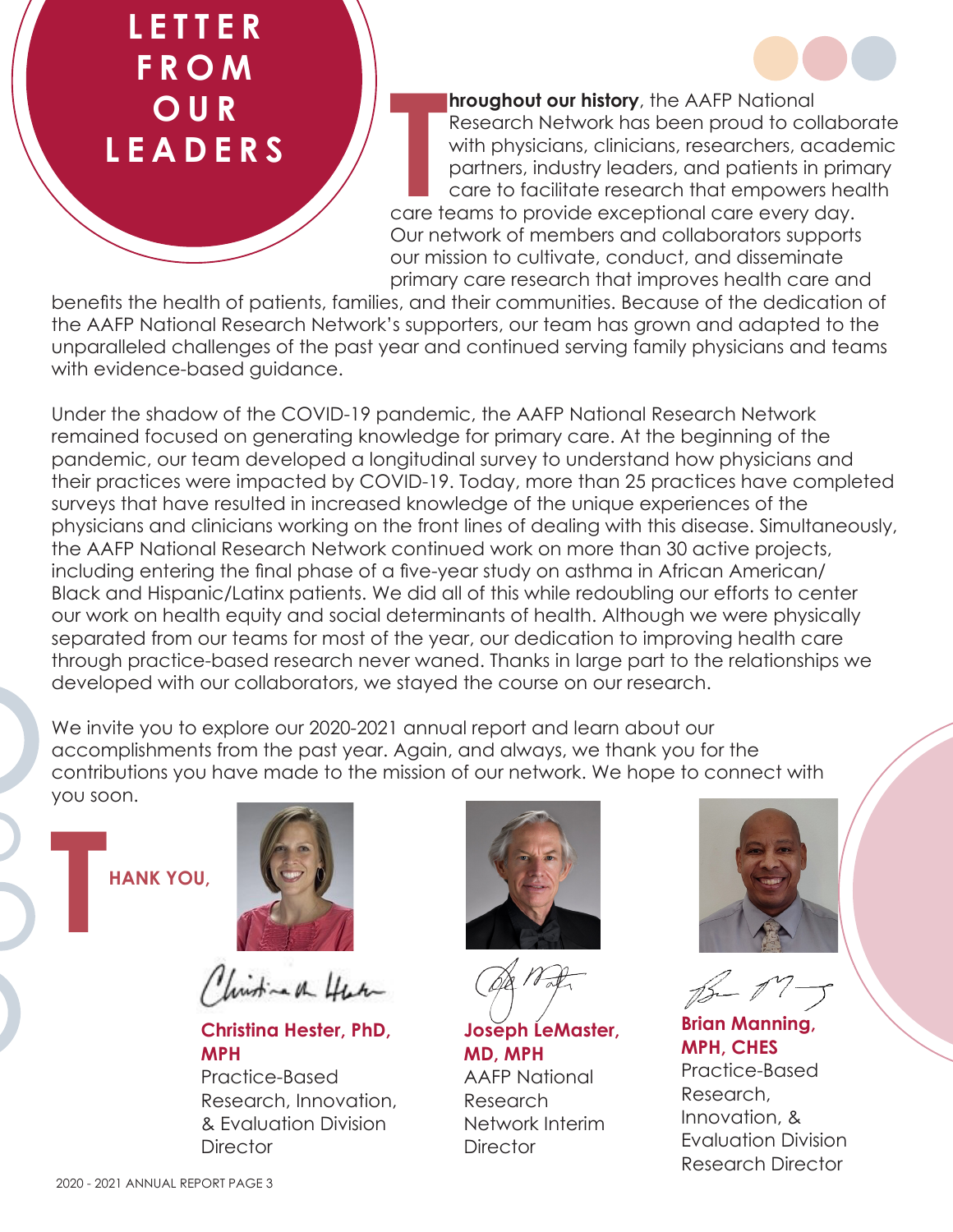# LETTER FROM OUR LEADERS

**Throughout our history**, the AAFP National Research Network has been proud to collaborate with physicians, clinicians, researchers, academic partners, industry leaders, and patients in primary care to facilitate research that empowers health care teams to provide exceptional care every day. Our network of members and collaborators supports our mission to cultivate, conduct, and disseminate primary care research that improves health care and benefits the health of patients, families, and their communities. Because of the dedication of the AAFP National Research Network's supporters, our team has grown and adapted to the unparalleled challenges of the past year and continued serving family physicians and teams with evidence-based guidance.

Under the shadow of the COVID-19 pandemic, the AAFP National Research Network remained focused on generating knowledge for primary care. At the beginning of the pandemic, our team developed a longitudinal survey to understand how physicians and their practices were impacted by COVID-19. Today, more than 25 practices have completed surveys that have resulted in increased knowledge of the unique experiences of the physicians and clinicians working on the front lines of dealing with this disease. Simultaneously, the AAFP National Research Network continued work on more than 30 active projects, including entering the final phase of a five-year study on asthma in African American/ Black and Hispanic/Latinx patients. We did all of this while redoubling our efforts to center our work on health equity and social determinants of health. Although we were physically separated from our teams for most of the year, our dedication to improving health care through practice-based research never waned. Thanks in large part to the relationships we developed with our collaborators, we stayed the course on our research.

We invite you to explore our 2020-2021 annual report and learn about our accomplishments from the past year. Again, and always, we thank you for the contributions you have made to the mission of our network. We hope to connect with you soon.

**THANK YOU,**

**Christina Hester, PhD, MPH**
Practice-Based Research, Innovation, & Evaluation Division Director

**Joseph LeMaster, MD, MPH**
AAFP National Research Network Interim Director

**Brian Manning, MPH, CHES**
Practice-Based Research, Innovation, & Evaluation Division Research Director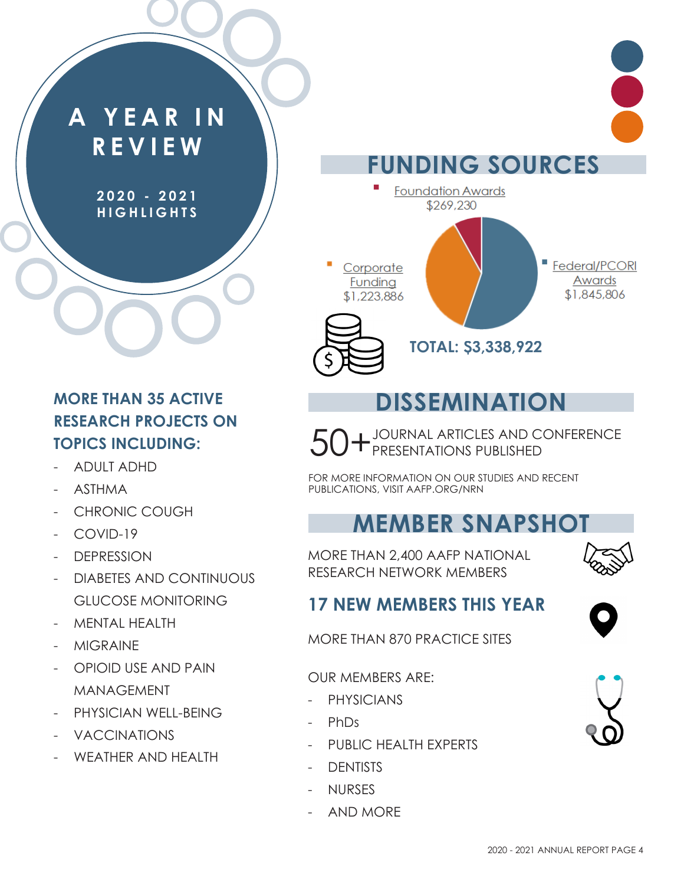# A YEAR IN REVIEW

**2020 - 2021 HIGHLIGHTS**

## MORE THAN 35 ACTIVE RESEARCH PROJECTS ON TOPICS INCLUDING:

- ADULT ADHD
- ASTHMA
- CHRONIC COUGH
- COVID-19
- DEPRESSION
- DIABETES AND CONTINUOUS GLUCOSE MONITORING
- MENTAL HEALTH
- MIGRAINE
- OPIOID USE AND PAIN MANAGEMENT
- PHYSICIAN WELL-BEING
- VACCINATIONS
- WEATHER AND HEALTH

## FUNDING SOURCES

- Foundation Awards $269,230
- Corporate Funding $1,223,886
- Federal/PCORI Awards $1,845,806

**TOTAL: $3,338,922**

## DISSEMINATION

50+ JOURNAL ARTICLES AND CONFERENCE PRESENTATIONS PUBLISHED

FOR MORE INFORMATION ON OUR STUDIES AND RECENT PUBLICATIONS, VISIT AAFP.ORG/NRN

## MEMBER SNAPSHOT

MORE THAN 2,400 AAFP NATIONAL RESEARCH NETWORK MEMBERS

### 17 NEW MEMBERS THIS YEAR

MORE THAN 870 PRACTICE SITES

OUR MEMBERS ARE:

- PHYSICIANS
- PhDs
- PUBLIC HEALTH EXPERTS
- DENTISTS
- NURSES
- AND MORE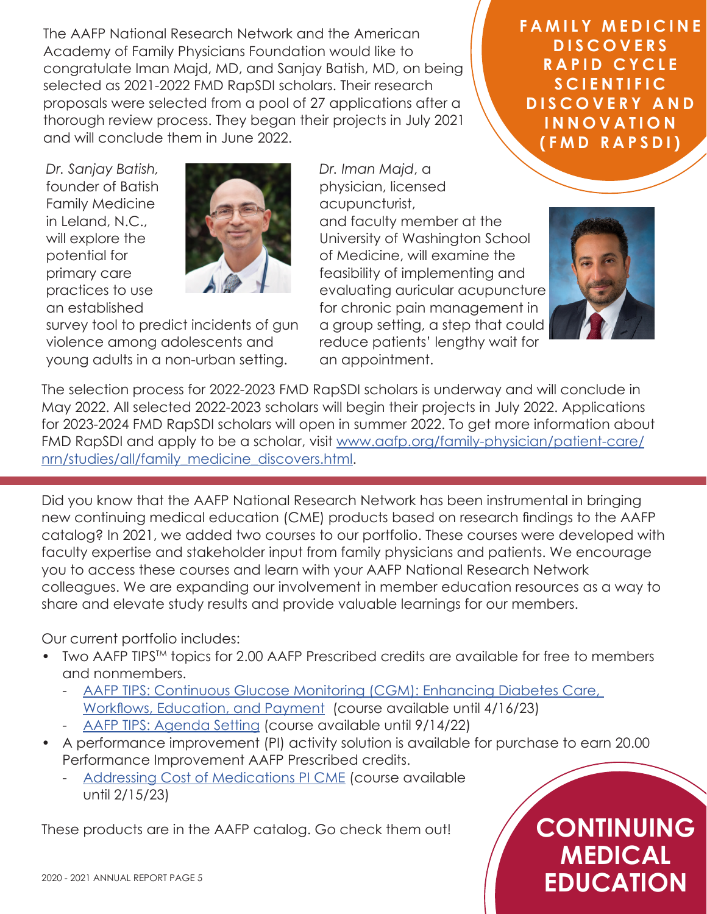## FAMILY MEDICINE DISCOVERS RAPID CYCLE SCIENTIFIC DISCOVERY AND INNOVATION (FMD RAPSDI)

The AAFP National Research Network and the American Academy of Family Physicians Foundation would like to congratulate Iman Majd, MD, and Sanjay Batish, MD, on being selected as 2021-2022 FMD RapSDI scholars. Their research proposals were selected from a pool of 27 applications after a thorough review process. They began their projects in July 2021 and will conclude them in June 2022.

*Dr. Sanjay Batish,* founder of Batish Family Medicine in Leland, N.C., will explore the potential for primary care practices to use an established survey tool to predict incidents of gun violence among adolescents and young adults in a non-urban setting.

*Dr. Iman Majd*, a physician, licensed acupuncturist, and faculty member at the University of Washington School of Medicine, will examine the feasibility of implementing and evaluating auricular acupuncture for chronic pain management in a group setting, a step that could reduce patients' lengthy wait for an appointment.

The selection process for 2022-2023 FMD RapSDI scholars is underway and will conclude in May 2022. All selected 2022-2023 scholars will begin their projects in July 2022. Applications for 2023-2024 FMD RapSDI scholars will open in summer 2022. To get more information about FMD RapSDI and apply to be a scholar, visit www.aafp.org/family-physician/patient-care/nrn/studies/all/family_medicine_discovers.html.

## CONTINUING MEDICAL EDUCATION

Did you know that the AAFP National Research Network has been instrumental in bringing new continuing medical education (CME) products based on research findings to the AAFP catalog? In 2021, we added two courses to our portfolio. These courses were developed with faculty expertise and stakeholder input from family physicians and patients. We encourage you to access these courses and learn with your AAFP National Research Network colleagues. We are expanding our involvement in member education resources as a way to share and elevate study results and provide valuable learnings for our members.

Our current portfolio includes:

- Two AAFP TIPS™ topics for 2.00 AAFP Prescribed credits are available for free to members and nonmembers.
  - AAFP TIPS: Continuous Glucose Monitoring (CGM): Enhancing Diabetes Care, Workflows, Education, and Payment (course available until 4/16/23)
  - AAFP TIPS: Agenda Setting (course available until 9/14/22)
- A performance improvement (PI) activity solution is available for purchase to earn 20.00 Performance Improvement AAFP Prescribed credits.
  - Addressing Cost of Medications PI CME (course available until 2/15/23)

These products are in the AAFP catalog. Go check them out!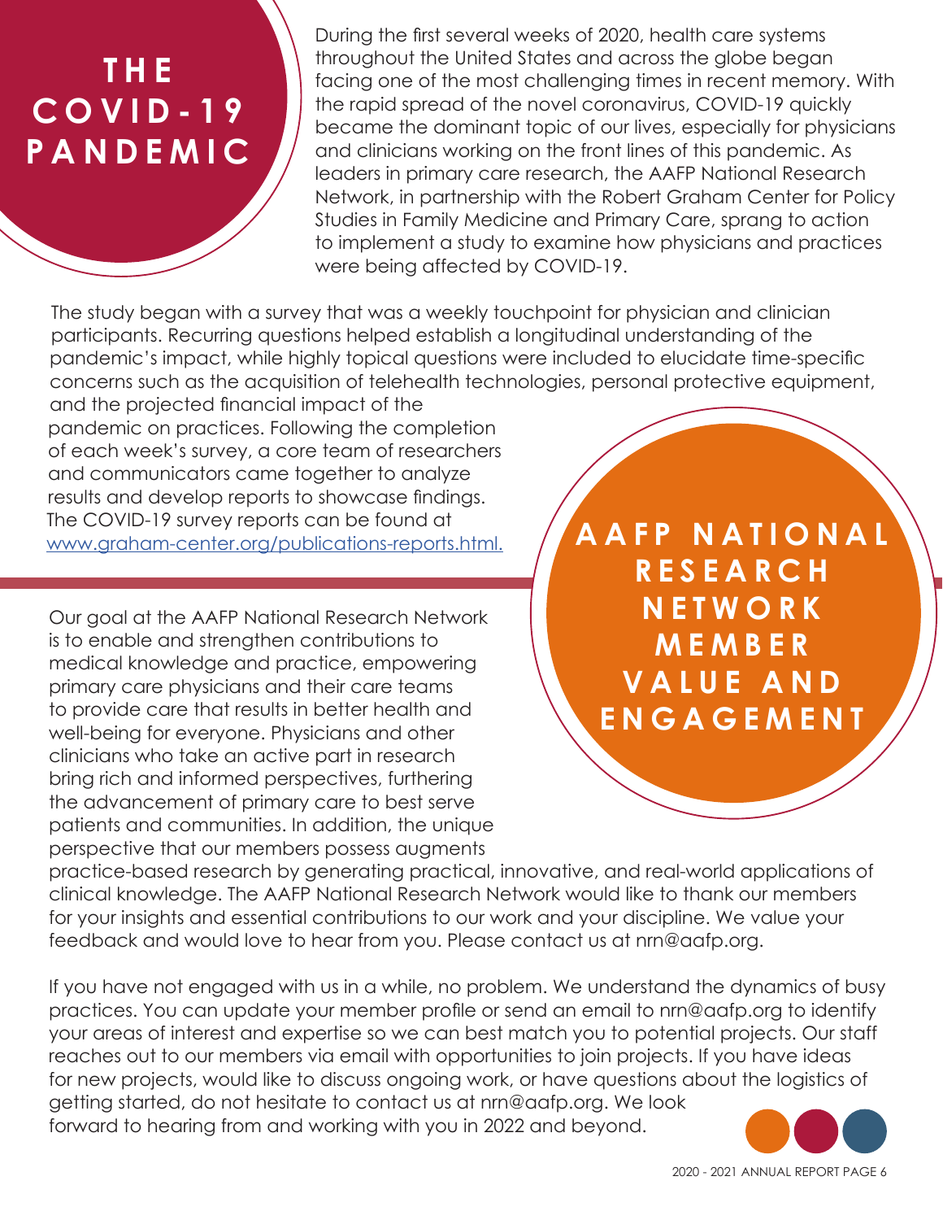# THE COVID-19 PANDEMIC

During the first several weeks of 2020, health care systems throughout the United States and across the globe began facing one of the most challenging times in recent memory. With the rapid spread of the novel coronavirus, COVID-19 quickly became the dominant topic of our lives, especially for physicians and clinicians working on the front lines of this pandemic. As leaders in primary care research, the AAFP National Research Network, in partnership with the Robert Graham Center for Policy Studies in Family Medicine and Primary Care, sprang to action to implement a study to examine how physicians and practices were being affected by COVID-19.

The study began with a survey that was a weekly touchpoint for physician and clinician participants. Recurring questions helped establish a longitudinal understanding of the pandemic's impact, while highly topical questions were included to elucidate time-specific concerns such as the acquisition of telehealth technologies, personal protective equipment, and the projected financial impact of the pandemic on practices. Following the completion of each week's survey, a core team of researchers and communicators came together to analyze results and develop reports to showcase findings. The COVID-19 survey reports can be found at www.graham-center.org/publications-reports.html.

# AAFP NATIONAL RESEARCH NETWORK MEMBER VALUE AND ENGAGEMENT

Our goal at the AAFP National Research Network is to enable and strengthen contributions to medical knowledge and practice, empowering primary care physicians and their care teams to provide care that results in better health and well-being for everyone. Physicians and other clinicians who take an active part in research bring rich and informed perspectives, furthering the advancement of primary care to best serve patients and communities. In addition, the unique perspective that our members possess augments practice-based research by generating practical, innovative, and real-world applications of clinical knowledge. The AAFP National Research Network would like to thank our members for your insights and essential contributions to our work and your discipline. We value your feedback and would love to hear from you. Please contact us at nrn@aafp.org.

If you have not engaged with us in a while, no problem. We understand the dynamics of busy practices. You can update your member profile or send an email to nrn@aafp.org to identify your areas of interest and expertise so we can best match you to potential projects. Our staff reaches out to our members via email with opportunities to join projects. If you have ideas for new projects, would like to discuss ongoing work, or have questions about the logistics of getting started, do not hesitate to contact us at nrn@aafp.org. We look forward to hearing from and working with you in 2022 and beyond.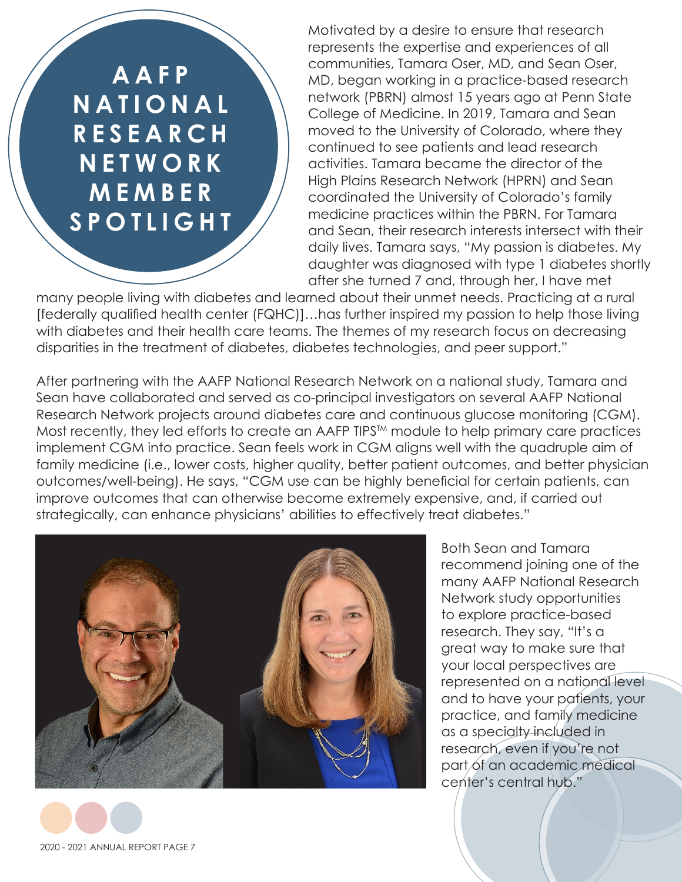# AAFP NATIONAL RESEARCH NETWORK MEMBER SPOTLIGHT

Motivated by a desire to ensure that research represents the expertise and experiences of all communities, Tamara Oser, MD, and Sean Oser, MD, began working in a practice-based research network (PBRN) almost 15 years ago at Penn State College of Medicine. In 2019, Tamara and Sean moved to the University of Colorado, where they continued to see patients and lead research activities. Tamara became the director of the High Plains Research Network (HPRN) and Sean coordinated the University of Colorado's family medicine practices within the PBRN. For Tamara and Sean, their research interests intersect with their daily lives. Tamara says, "My passion is diabetes. My daughter was diagnosed with type 1 diabetes shortly after she turned 7 and, through her, I have met many people living with diabetes and learned about their unmet needs. Practicing at a rural [federally qualified health center (FQHC)]…has further inspired my passion to help those living with diabetes and their health care teams. The themes of my research focus on decreasing disparities in the treatment of diabetes, diabetes technologies, and peer support."

After partnering with the AAFP National Research Network on a national study, Tamara and Sean have collaborated and served as co-principal investigators on several AAFP National Research Network projects around diabetes care and continuous glucose monitoring (CGM). Most recently, they led efforts to create an AAFP TIPS™ module to help primary care practices implement CGM into practice. Sean feels work in CGM aligns well with the quadruple aim of family medicine (i.e., lower costs, higher quality, better patient outcomes, and better physician outcomes/well-being). He says, "CGM use can be highly beneficial for certain patients, can improve outcomes that can otherwise become extremely expensive, and, if carried out strategically, can enhance physicians' abilities to effectively treat diabetes."

Both Sean and Tamara recommend joining one of the many AAFP National Research Network study opportunities to explore practice-based research. They say, "It's a great way to make sure that your local perspectives are represented on a national level and to have your patients, your practice, and family medicine as a specialty included in research, even if you're not part of an academic medical center's central hub."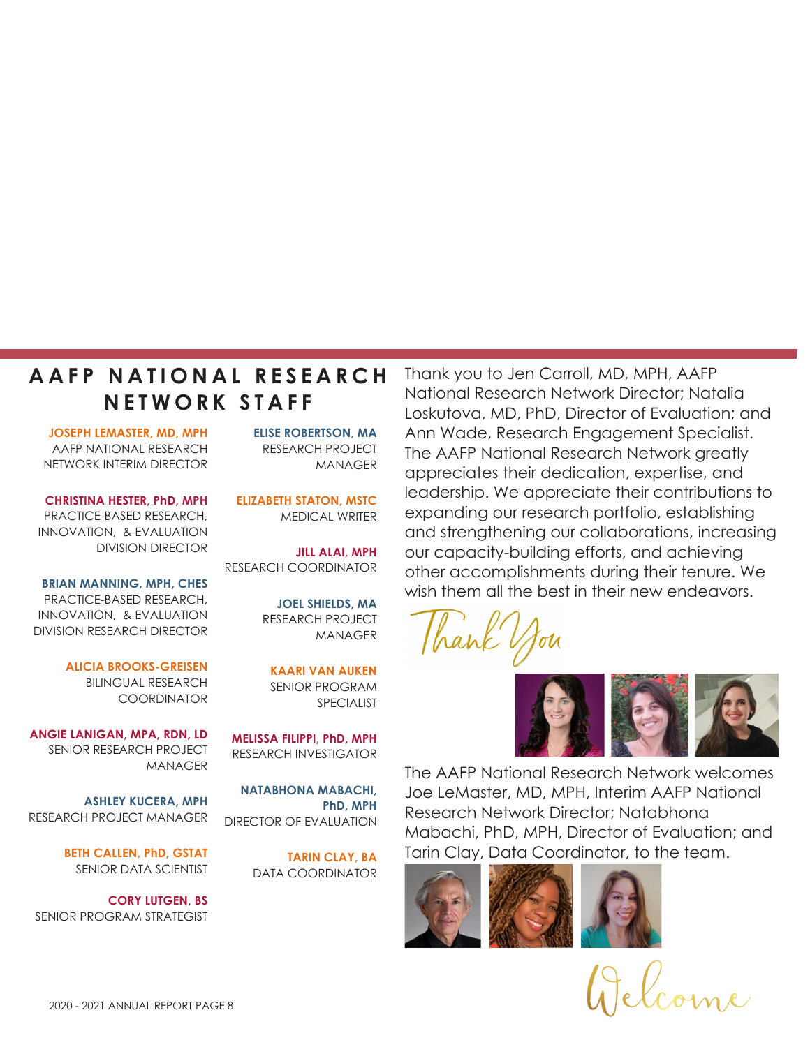## AAFP NATIONAL RESEARCH NETWORK STAFF

**JOSEPH LEMASTER, MD, MPH**
AAFP NATIONAL RESEARCH NETWORK INTERIM DIRECTOR

**CHRISTINA HESTER, PhD, MPH**
PRACTICE-BASED RESEARCH, INNOVATION, & EVALUATION DIVISION DIRECTOR

**BRIAN MANNING, MPH, CHES**
PRACTICE-BASED RESEARCH, INNOVATION, & EVALUATION DIVISION RESEARCH DIRECTOR

**ALICIA BROOKS-GREISEN**
BILINGUAL RESEARCH COORDINATOR

**ANGIE LANIGAN, MPA, RDN, LD**
SENIOR RESEARCH PROJECT MANAGER

**ASHLEY KUCERA, MPH**
RESEARCH PROJECT MANAGER

**BETH CALLEN, PhD, GSTAT**
SENIOR DATA SCIENTIST

**CORY LUTGEN, BS**
SENIOR PROGRAM STRATEGIST

**ELISE ROBERTSON, MA**
RESEARCH PROJECT MANAGER

**ELIZABETH STATON, MSTC**
MEDICAL WRITER

**JILL ALAI, MPH**
RESEARCH COORDINATOR

**JOEL SHIELDS, MA**
RESEARCH PROJECT MANAGER

**KAARI VAN AUKEN**
SENIOR PROGRAM SPECIALIST

**MELISSA FILIPPI, PhD, MPH**
RESEARCH INVESTIGATOR

**NATABHONA MABACHI, PhD, MPH**
DIRECTOR OF EVALUATION

**TARIN CLAY, BA**
DATA COORDINATOR

Thank you to Jen Carroll, MD, MPH, AAFP National Research Network Director; Natalia Loskutova, MD, PhD, Director of Evaluation; and Ann Wade, Research Engagement Specialist. The AAFP National Research Network greatly appreciates their dedication, expertise, and leadership. We appreciate their contributions to expanding our research portfolio, establishing and strengthening our collaborations, increasing our capacity-building efforts, and achieving other accomplishments during their tenure. We wish them all the best in their new endeavors.

*Thank You*

The AAFP National Research Network welcomes Joe LeMaster, MD, MPH, Interim AAFP National Research Network Director; Natabhona Mabachi, PhD, MPH, Director of Evaluation; and Tarin Clay, Data Coordinator, to the team.

*Welcome*